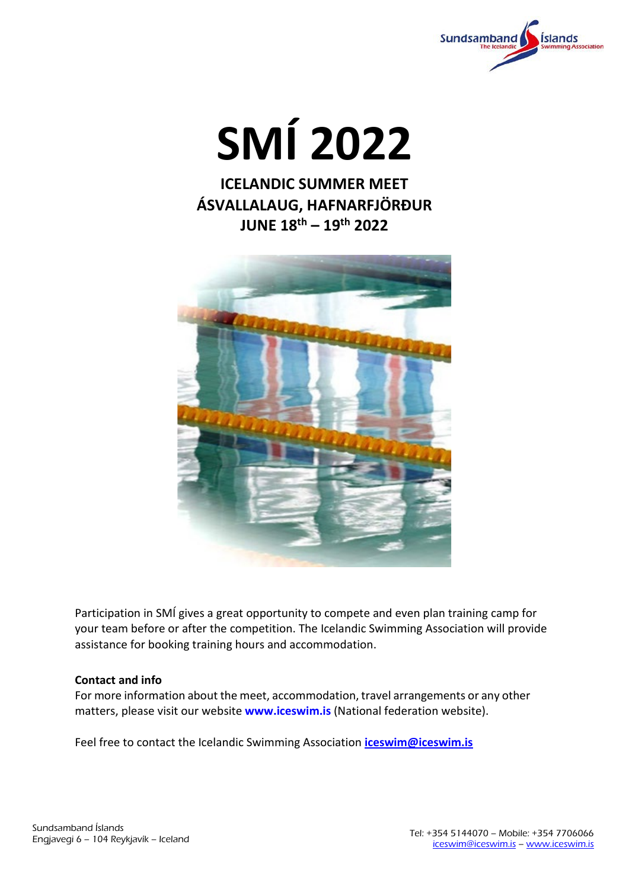# SMÍ 2022

## ICELANDIC SUMMER MEET
## ÁSVALLALAUG, HAFNARFJÖRÐUR
## JUNE 18th – 19th 2022

Participation in SMÍ gives a great opportunity to compete and even plan training camp for your team before or after the competition. The Icelandic Swimming Association will provide assistance for booking training hours and accommodation.

**Contact and info**

For more information about the meet, accommodation, travel arrangements or any other matters, please visit our website **www.iceswim.is** (National federation website).

Feel free to contact the Icelandic Swimming Association **iceswim@iceswim.is**

Sundsamband Íslands
Engjavegi 6 – 104 Reykjavík – Iceland

Tel: +354 5144070 – Mobile: +354 7706066
iceswim@iceswim.is – www.iceswim.is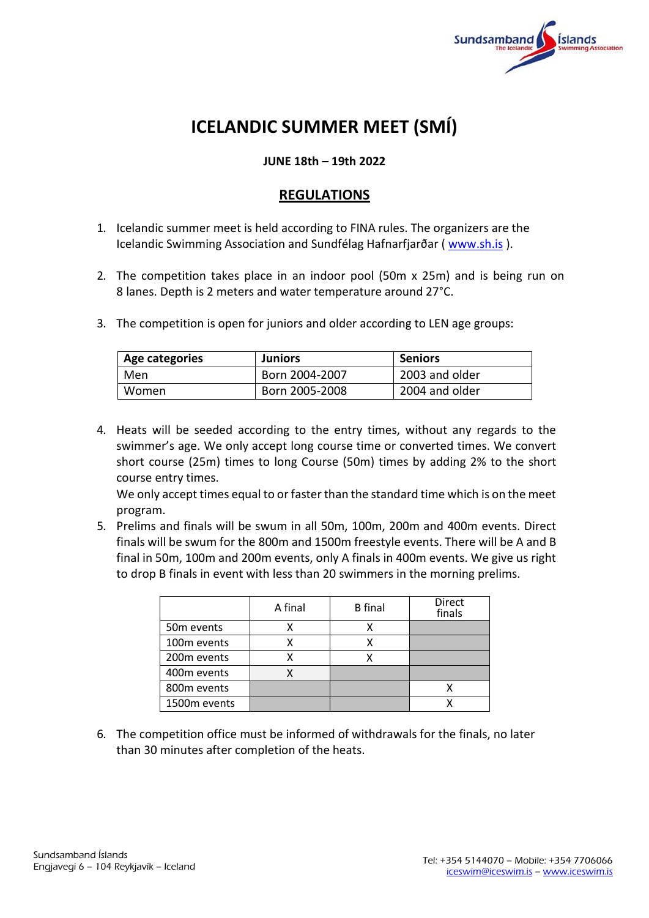# ICELANDIC SUMMER MEET (SMÍ)

**JUNE 18th – 19th 2022**

## REGULATIONS

1. Icelandic summer meet is held according to FINA rules. The organizers are the Icelandic Swimming Association and Sundfélag Hafnarfjarðar ( www.sh.is ).

2. The competition takes place in an indoor pool (50m x 25m) and is being run on 8 lanes. Depth is 2 meters and water temperature around 27°C.

3. The competition is open for juniors and older according to LEN age groups:

| Age categories | Juniors | Seniors |
|---|---|---|
| Men | Born 2004-2007 | 2003 and older |
| Women | Born 2005-2008 | 2004 and older |

4. Heats will be seeded according to the entry times, without any regards to the swimmer's age. We only accept long course time or converted times. We convert short course (25m) times to long Course (50m) times by adding 2% to the short course entry times.
   We only accept times equal to or faster than the standard time which is on the meet program.

5. Prelims and finals will be swum in all 50m, 100m, 200m and 400m events. Direct finals will be swum for the 800m and 1500m freestyle events. There will be A and B final in 50m, 100m and 200m events, only A finals in 400m events. We give us right to drop B finals in event with less than 20 swimmers in the morning prelims.

| | A final | B final | Direct finals |
|---|---|---|---|
| 50m events | X | X | |
| 100m events | X | X | |
| 200m events | X | X | |
| 400m events | X | | |
| 800m events | | | X |
| 1500m events | | | X |

6. The competition office must be informed of withdrawals for the finals, no later than 30 minutes after completion of the heats.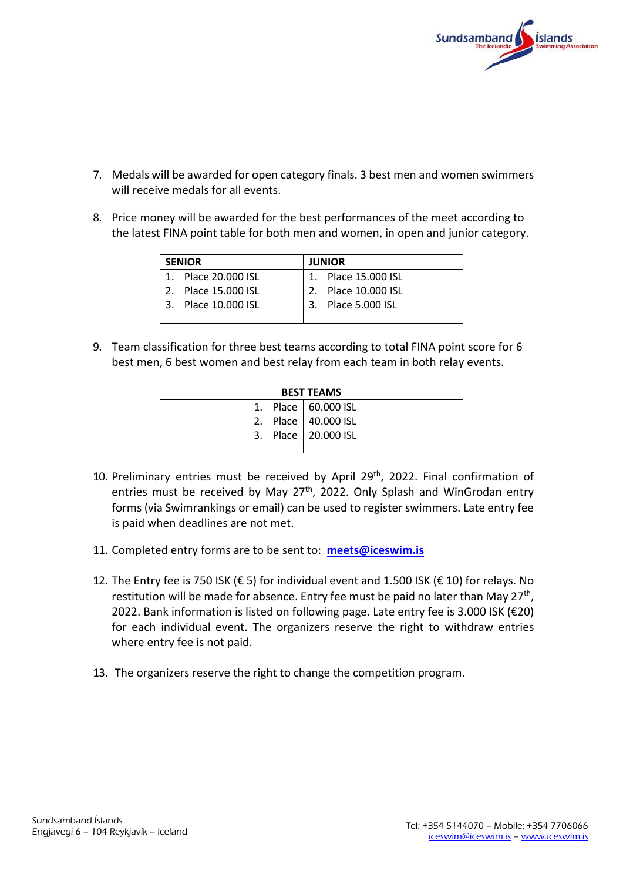7. Medals will be awarded for open category finals. 3 best men and women swimmers will receive medals for all events.

8. Price money will be awarded for the best performances of the meet according to the latest FINA point table for both men and women, in open and junior category.

| SENIOR | JUNIOR |
|---|---|
| 1. Place 20.000 ISL | 1. Place 15.000 ISL |
| 2. Place 15.000 ISL | 2. Place 10.000 ISL |
| 3. Place 10.000 ISL | 3. Place 5.000 ISL |

9. Team classification for three best teams according to total FINA point score for 6 best men, 6 best women and best relay from each team in both relay events.

| BEST TEAMS | |
|---|---|
| 1. Place | 60.000 ISL |
| 2. Place | 40.000 ISL |
| 3. Place | 20.000 ISL |

10. Preliminary entries must be received by April 29th, 2022. Final confirmation of entries must be received by May 27th, 2022. Only Splash and WinGrodan entry forms (via Swimrankings or email) can be used to register swimmers. Late entry fee is paid when deadlines are not met.

11. Completed entry forms are to be sent to: **meets@iceswim.is**

12. The Entry fee is 750 ISK (€ 5) for individual event and 1.500 ISK (€ 10) for relays. No restitution will be made for absence. Entry fee must be paid no later than May 27th, 2022. Bank information is listed on following page. Late entry fee is 3.000 ISK (€20) for each individual event. The organizers reserve the right to withdraw entries where entry fee is not paid.

13. The organizers reserve the right to change the competition program.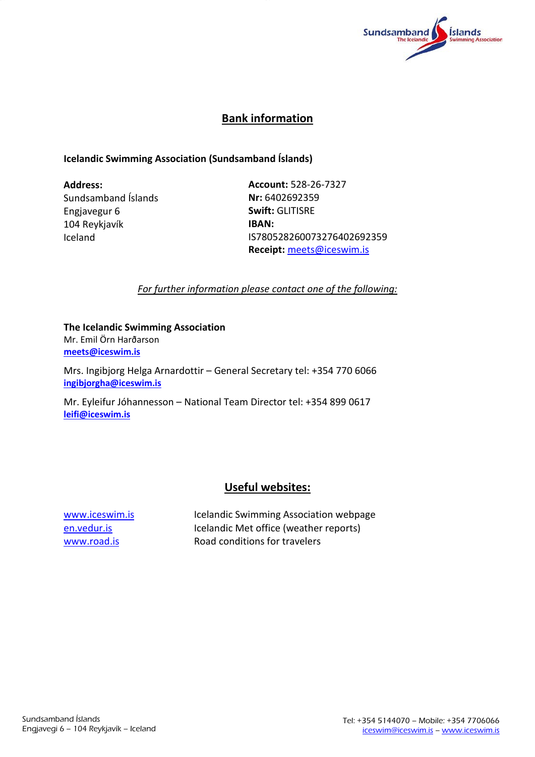## Bank information

**Icelandic Swimming Association (Sundsamband Íslands)**

**Address:**
Sundsamband Íslands
Engjavegur 6
104 Reykjavík
Iceland

**Account:** 528-26-7327
**Nr:** 6402692359
**Swift:** GLITISRE
**IBAN:**
IS780528260073276402692359
**Receipt:** meets@iceswim.is

*For further information please contact one of the following:*

**The Icelandic Swimming Association**
Mr. Emil Örn Harðarson
**meets@iceswim.is**

Mrs. Ingibjorg Helga Arnardottir – General Secretary tel: +354 770 6066
**ingibjorgha@iceswim.is**

Mr. Eyleifur Jóhannesson – National Team Director tel: +354 899 0617
**leifi@iceswim.is**

## Useful websites:

| | |
|---|---|
| www.iceswim.is | Icelandic Swimming Association webpage |
| en.vedur.is | Icelandic Met office (weather reports) |
| www.road.is | Road conditions for travelers |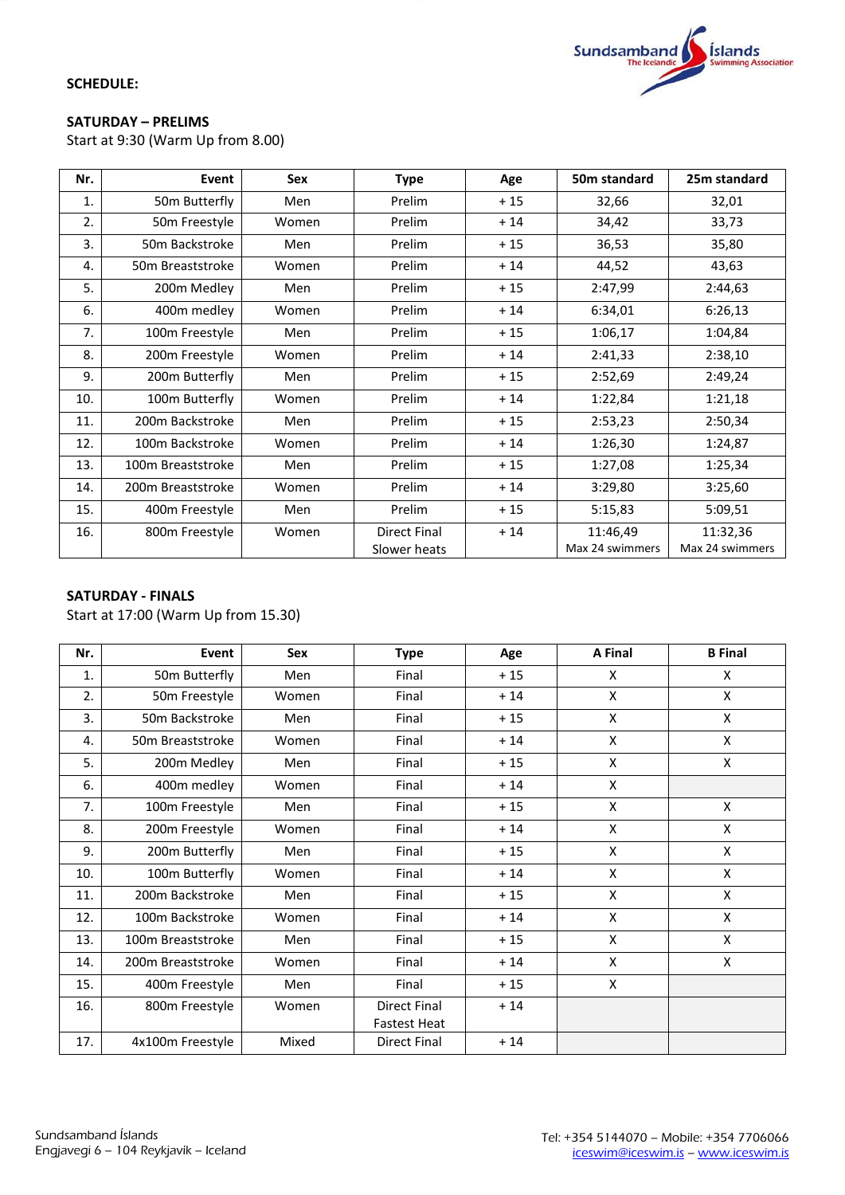**SCHEDULE:**

**SATURDAY – PRELIMS**
Start at 9:30 (Warm Up from 8.00)

| Nr. | Event | Sex | Type | Age | 50m standard | 25m standard |
|---|---|---|---|---|---|---|
| 1. | 50m Butterfly | Men | Prelim | + 15 | 32,66 | 32,01 |
| 2. | 50m Freestyle | Women | Prelim | + 14 | 34,42 | 33,73 |
| 3. | 50m Backstroke | Men | Prelim | + 15 | 36,53 | 35,80 |
| 4. | 50m Breaststroke | Women | Prelim | + 14 | 44,52 | 43,63 |
| 5. | 200m Medley | Men | Prelim | + 15 | 2:47,99 | 2:44,63 |
| 6. | 400m medley | Women | Prelim | + 14 | 6:34,01 | 6:26,13 |
| 7. | 100m Freestyle | Men | Prelim | + 15 | 1:06,17 | 1:04,84 |
| 8. | 200m Freestyle | Women | Prelim | + 14 | 2:41,33 | 2:38,10 |
| 9. | 200m Butterfly | Men | Prelim | + 15 | 2:52,69 | 2:49,24 |
| 10. | 100m Butterfly | Women | Prelim | + 14 | 1:22,84 | 1:21,18 |
| 11. | 200m Backstroke | Men | Prelim | + 15 | 2:53,23 | 2:50,34 |
| 12. | 100m Backstroke | Women | Prelim | + 14 | 1:26,30 | 1:24,87 |
| 13. | 100m Breaststroke | Men | Prelim | + 15 | 1:27,08 | 1:25,34 |
| 14. | 200m Breaststroke | Women | Prelim | + 14 | 3:29,80 | 3:25,60 |
| 15. | 400m Freestyle | Men | Prelim | + 15 | 5:15,83 | 5:09,51 |
| 16. | 800m Freestyle | Women | Direct Final Slower heats | + 14 | 11:46,49 Max 24 swimmers | 11:32,36 Max 24 swimmers |

**SATURDAY - FINALS**
Start at 17:00 (Warm Up from 15.30)

| Nr. | Event | Sex | Type | Age | A Final | B Final |
|---|---|---|---|---|---|---|
| 1. | 50m Butterfly | Men | Final | + 15 | X | X |
| 2. | 50m Freestyle | Women | Final | + 14 | X | X |
| 3. | 50m Backstroke | Men | Final | + 15 | X | X |
| 4. | 50m Breaststroke | Women | Final | + 14 | X | X |
| 5. | 200m Medley | Men | Final | + 15 | X | X |
| 6. | 400m medley | Women | Final | + 14 | X | |
| 7. | 100m Freestyle | Men | Final | + 15 | X | X |
| 8. | 200m Freestyle | Women | Final | + 14 | X | X |
| 9. | 200m Butterfly | Men | Final | + 15 | X | X |
| 10. | 100m Butterfly | Women | Final | + 14 | X | X |
| 11. | 200m Backstroke | Men | Final | + 15 | X | X |
| 12. | 100m Backstroke | Women | Final | + 14 | X | X |
| 13. | 100m Breaststroke | Men | Final | + 15 | X | X |
| 14. | 200m Breaststroke | Women | Final | + 14 | X | X |
| 15. | 400m Freestyle | Men | Final | + 15 | X | |
| 16. | 800m Freestyle | Women | Direct Final Fastest Heat | + 14 | | |
| 17. | 4x100m Freestyle | Mixed | Direct Final | + 14 | | |

Sundsamband Íslands
Engjavegi 6 – 104 Reykjavík – Iceland

Tel: +354 5144070 – Mobile: +354 7706066
iceswim@iceswim.is – www.iceswim.is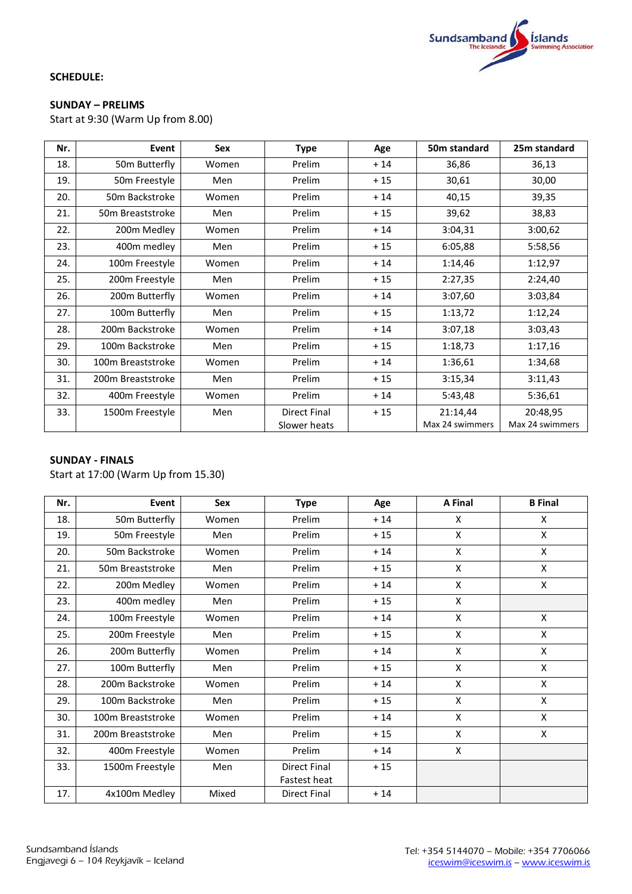**SCHEDULE:**

**SUNDAY – PRELIMS**

Start at 9:30 (Warm Up from 8.00)

| Nr. | Event | Sex | Type | Age | 50m standard | 25m standard |
|---|---|---|---|---|---|---|
| 18. | 50m Butterfly | Women | Prelim | + 14 | 36,86 | 36,13 |
| 19. | 50m Freestyle | Men | Prelim | + 15 | 30,61 | 30,00 |
| 20. | 50m Backstroke | Women | Prelim | + 14 | 40,15 | 39,35 |
| 21. | 50m Breaststroke | Men | Prelim | + 15 | 39,62 | 38,83 |
| 22. | 200m Medley | Women | Prelim | + 14 | 3:04,31 | 3:00,62 |
| 23. | 400m medley | Men | Prelim | + 15 | 6:05,88 | 5:58,56 |
| 24. | 100m Freestyle | Women | Prelim | + 14 | 1:14,46 | 1:12,97 |
| 25. | 200m Freestyle | Men | Prelim | + 15 | 2:27,35 | 2:24,40 |
| 26. | 200m Butterfly | Women | Prelim | + 14 | 3:07,60 | 3:03,84 |
| 27. | 100m Butterfly | Men | Prelim | + 15 | 1:13,72 | 1:12,24 |
| 28. | 200m Backstroke | Women | Prelim | + 14 | 3:07,18 | 3:03,43 |
| 29. | 100m Backstroke | Men | Prelim | + 15 | 1:18,73 | 1:17,16 |
| 30. | 100m Breaststroke | Women | Prelim | + 14 | 1:36,61 | 1:34,68 |
| 31. | 200m Breaststroke | Men | Prelim | + 15 | 3:15,34 | 3:11,43 |
| 32. | 400m Freestyle | Women | Prelim | + 14 | 5:43,48 | 5:36,61 |
| 33. | 1500m Freestyle | Men | Direct Final Slower heats | + 15 | 21:14,44 Max 24 swimmers | 20:48,95 Max 24 swimmers |

**SUNDAY - FINALS**

Start at 17:00 (Warm Up from 15.30)

| Nr. | Event | Sex | Type | Age | A Final | B Final |
|---|---|---|---|---|---|---|
| 18. | 50m Butterfly | Women | Prelim | + 14 | X | X |
| 19. | 50m Freestyle | Men | Prelim | + 15 | X | X |
| 20. | 50m Backstroke | Women | Prelim | + 14 | X | X |
| 21. | 50m Breaststroke | Men | Prelim | + 15 | X | X |
| 22. | 200m Medley | Women | Prelim | + 14 | X | X |
| 23. | 400m medley | Men | Prelim | + 15 | X | |
| 24. | 100m Freestyle | Women | Prelim | + 14 | X | X |
| 25. | 200m Freestyle | Men | Prelim | + 15 | X | X |
| 26. | 200m Butterfly | Women | Prelim | + 14 | X | X |
| 27. | 100m Butterfly | Men | Prelim | + 15 | X | X |
| 28. | 200m Backstroke | Women | Prelim | + 14 | X | X |
| 29. | 100m Backstroke | Men | Prelim | + 15 | X | X |
| 30. | 100m Breaststroke | Women | Prelim | + 14 | X | X |
| 31. | 200m Breaststroke | Men | Prelim | + 15 | X | X |
| 32. | 400m Freestyle | Women | Prelim | + 14 | X | |
| 33. | 1500m Freestyle | Men | Direct Final Fastest heat | + 15 | | |
| 17. | 4x100m Medley | Mixed | Direct Final | + 14 | | |